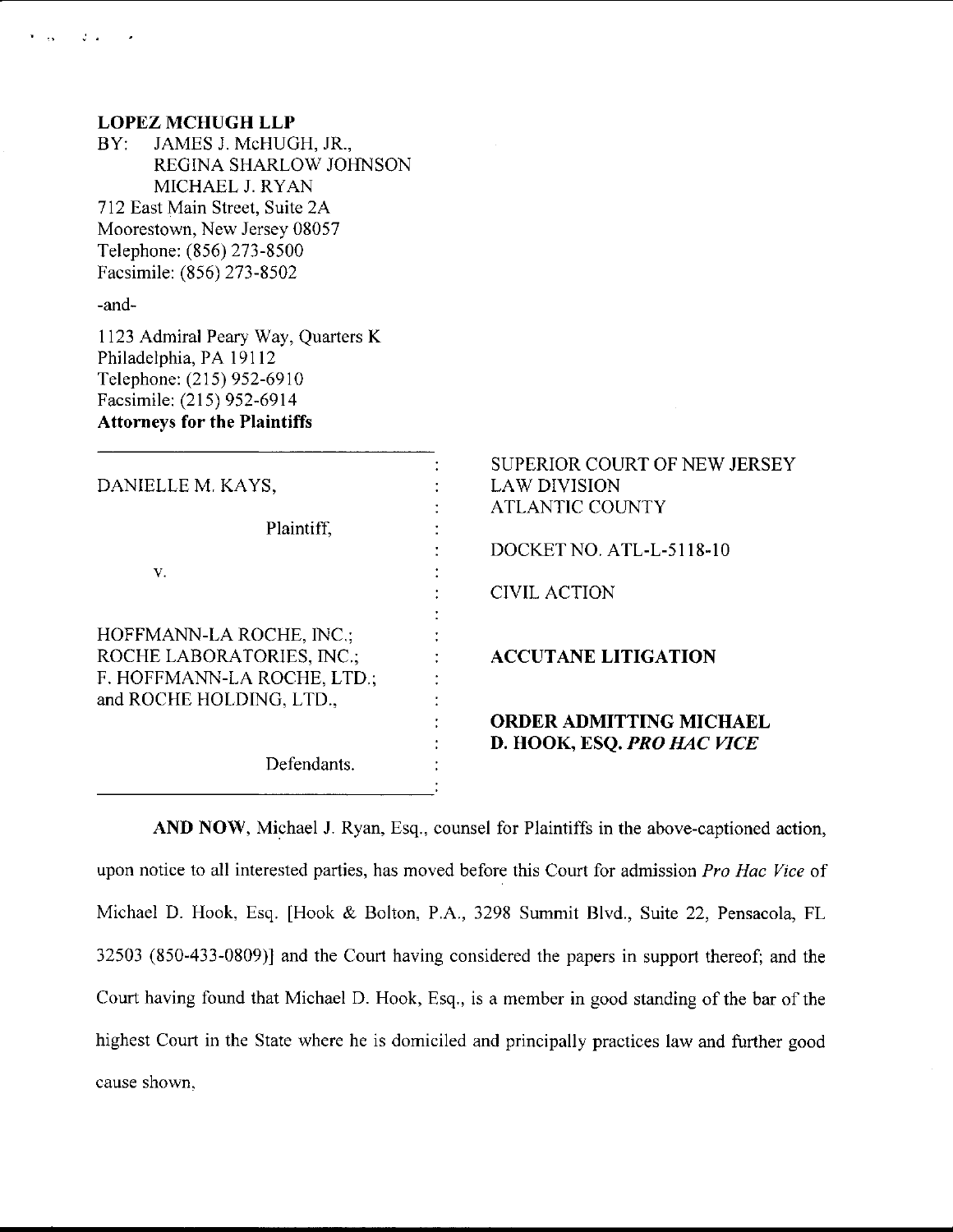**LOPEZ MCHUGH LLP**
BY: JAMES J. McHUGH, JR.,
REGINA SHARLOW JOHNSON
MICHAEL J. RYAN
712 East Main Street, Suite 2A
Moorestown, New Jersey 08057
Telephone: (856) 273-8500
Facsimile: (856) 273-8502

-and-

1123 Admiral Peary Way, Quarters K
Philadelphia, PA 19112
Telephone: (215) 952-6910
Facsimile: (215) 952-6914
**Attorneys for the Plaintiffs**

| | |
|---|---|
| DANIELLE M. KAYS, | SUPERIOR COURT OF NEW JERSEY<br>LAW DIVISION<br>ATLANTIC COUNTY |
| Plaintiff, | DOCKET NO. ATL-L-5118-10 |
| v. | CIVIL ACTION |
| HOFFMANN-LA ROCHE, INC.;<br>ROCHE LABORATORIES, INC.;<br>F. HOFFMANN-LA ROCHE, LTD.;<br>and ROCHE HOLDING, LTD., | **ACCUTANE LITIGATION** |
| Defendants. | **ORDER ADMITTING MICHAEL D. HOOK, ESQ. *PRO HAC VICE*** |

**AND NOW**, Michael J. Ryan, Esq., counsel for Plaintiffs in the above-captioned action, upon notice to all interested parties, has moved before this Court for admission *Pro Hac Vice* of Michael D. Hook, Esq. [Hook & Bolton, P.A., 3298 Summit Blvd., Suite 22, Pensacola, FL 32503 (850-433-0809)] and the Court having considered the papers in support thereof; and the Court having found that Michael D. Hook, Esq., is a member in good standing of the bar of the highest Court in the State where he is domiciled and principally practices law and further good cause shown,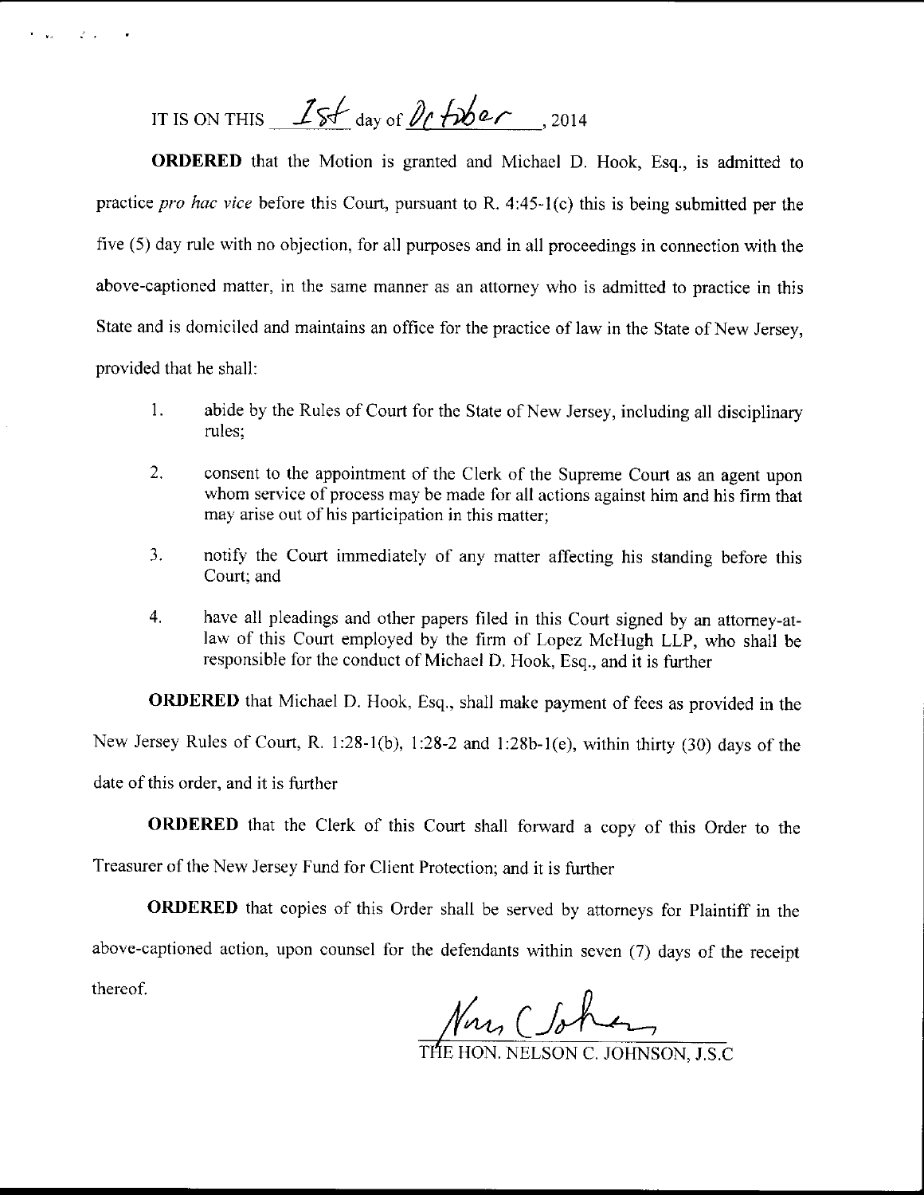IT IS ON THIS 1st day of October, 2014

**ORDERED** that the Motion is granted and Michael D. Hook, Esq., is admitted to practice *pro hac vice* before this Court, pursuant to R. 4:45-1(c) this is being submitted per the five (5) day rule with no objection, for all purposes and in all proceedings in connection with the above-captioned matter, in the same manner as an attorney who is admitted to practice in this State and is domiciled and maintains an office for the practice of law in the State of New Jersey, provided that he shall:

1. abide by the Rules of Court for the State of New Jersey, including all disciplinary rules;

2. consent to the appointment of the Clerk of the Supreme Court as an agent upon whom service of process may be made for all actions against him and his firm that may arise out of his participation in this matter;

3. notify the Court immediately of any matter affecting his standing before this Court; and

4. have all pleadings and other papers filed in this Court signed by an attorney-at-law of this Court employed by the firm of Lopez McHugh LLP, who shall be responsible for the conduct of Michael D. Hook, Esq., and it is further

**ORDERED** that Michael D. Hook, Esq., shall make payment of fees as provided in the New Jersey Rules of Court, R. 1:28-1(b), 1:28-2 and 1:28b-1(e), within thirty (30) days of the date of this order, and it is further

**ORDERED** that the Clerk of this Court shall forward a copy of this Order to the Treasurer of the New Jersey Fund for Client Protection; and it is further

**ORDERED** that copies of this Order shall be served by attorneys for Plaintiff in the above-captioned action, upon counsel for the defendants within seven (7) days of the receipt thereof.

Nelson C Johnson

THE HON. NELSON C. JOHNSON, J.S.C